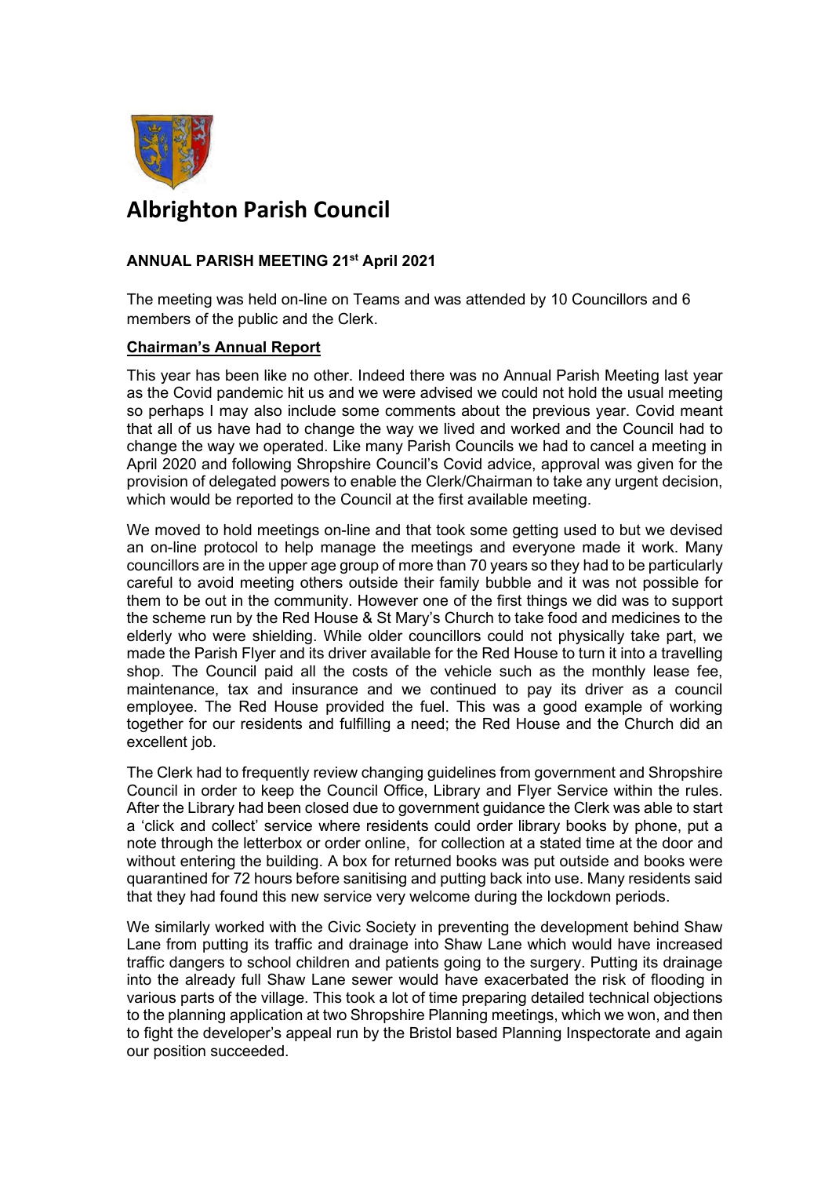# Albrighton Parish Council

**ANNUAL PARISH MEETING 21st April 2021**

The meeting was held on-line on Teams and was attended by 10 Councillors and 6 members of the public and the Clerk.

**Chairman's Annual Report**

This year has been like no other. Indeed there was no Annual Parish Meeting last year as the Covid pandemic hit us and we were advised we could not hold the usual meeting so perhaps I may also include some comments about the previous year. Covid meant that all of us have had to change the way we lived and worked and the Council had to change the way we operated. Like many Parish Councils we had to cancel a meeting in April 2020 and following Shropshire Council's Covid advice, approval was given for the provision of delegated powers to enable the Clerk/Chairman to take any urgent decision, which would be reported to the Council at the first available meeting.

We moved to hold meetings on-line and that took some getting used to but we devised an on-line protocol to help manage the meetings and everyone made it work. Many councillors are in the upper age group of more than 70 years so they had to be particularly careful to avoid meeting others outside their family bubble and it was not possible for them to be out in the community. However one of the first things we did was to support the scheme run by the Red House & St Mary's Church to take food and medicines to the elderly who were shielding. While older councillors could not physically take part, we made the Parish Flyer and its driver available for the Red House to turn it into a travelling shop. The Council paid all the costs of the vehicle such as the monthly lease fee, maintenance, tax and insurance and we continued to pay its driver as a council employee. The Red House provided the fuel. This was a good example of working together for our residents and fulfilling a need; the Red House and the Church did an excellent job.

The Clerk had to frequently review changing guidelines from government and Shropshire Council in order to keep the Council Office, Library and Flyer Service within the rules. After the Library had been closed due to government guidance the Clerk was able to start a 'click and collect' service where residents could order library books by phone, put a note through the letterbox or order online, for collection at a stated time at the door and without entering the building. A box for returned books was put outside and books were quarantined for 72 hours before sanitising and putting back into use. Many residents said that they had found this new service very welcome during the lockdown periods.

We similarly worked with the Civic Society in preventing the development behind Shaw Lane from putting its traffic and drainage into Shaw Lane which would have increased traffic dangers to school children and patients going to the surgery. Putting its drainage into the already full Shaw Lane sewer would have exacerbated the risk of flooding in various parts of the village. This took a lot of time preparing detailed technical objections to the planning application at two Shropshire Planning meetings, which we won, and then to fight the developer's appeal run by the Bristol based Planning Inspectorate and again our position succeeded.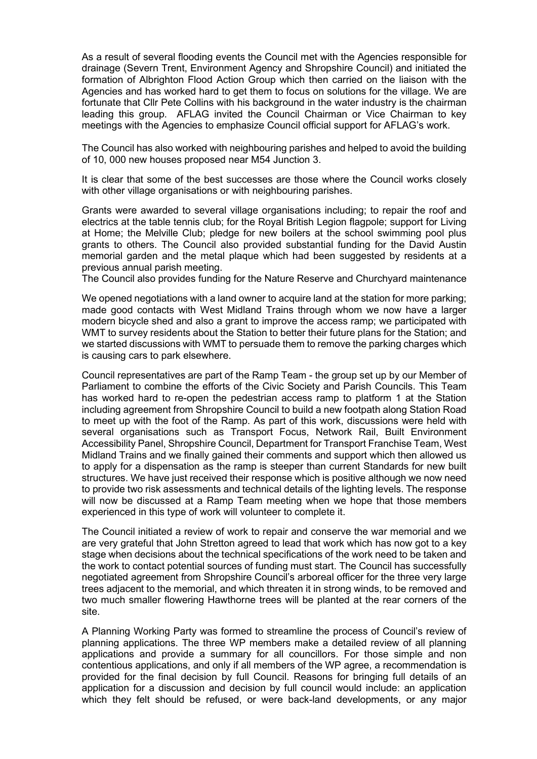As a result of several flooding events the Council met with the Agencies responsible for drainage (Severn Trent, Environment Agency and Shropshire Council) and initiated the formation of Albrighton Flood Action Group which then carried on the liaison with the Agencies and has worked hard to get them to focus on solutions for the village. We are fortunate that Cllr Pete Collins with his background in the water industry is the chairman leading this group. AFLAG invited the Council Chairman or Vice Chairman to key meetings with the Agencies to emphasize Council official support for AFLAG's work.

The Council has also worked with neighbouring parishes and helped to avoid the building of 10, 000 new houses proposed near M54 Junction 3.

It is clear that some of the best successes are those where the Council works closely with other village organisations or with neighbouring parishes.

Grants were awarded to several village organisations including; to repair the roof and electrics at the table tennis club; for the Royal British Legion flagpole; support for Living at Home; the Melville Club; pledge for new boilers at the school swimming pool plus grants to others. The Council also provided substantial funding for the David Austin memorial garden and the metal plaque which had been suggested by residents at a previous annual parish meeting.
The Council also provides funding for the Nature Reserve and Churchyard maintenance

We opened negotiations with a land owner to acquire land at the station for more parking; made good contacts with West Midland Trains through whom we now have a larger modern bicycle shed and also a grant to improve the access ramp; we participated with WMT to survey residents about the Station to better their future plans for the Station; and we started discussions with WMT to persuade them to remove the parking charges which is causing cars to park elsewhere.

Council representatives are part of the Ramp Team - the group set up by our Member of Parliament to combine the efforts of the Civic Society and Parish Councils. This Team has worked hard to re-open the pedestrian access ramp to platform 1 at the Station including agreement from Shropshire Council to build a new footpath along Station Road to meet up with the foot of the Ramp. As part of this work, discussions were held with several organisations such as Transport Focus, Network Rail, Built Environment Accessibility Panel, Shropshire Council, Department for Transport Franchise Team, West Midland Trains and we finally gained their comments and support which then allowed us to apply for a dispensation as the ramp is steeper than current Standards for new built structures. We have just received their response which is positive although we now need to provide two risk assessments and technical details of the lighting levels. The response will now be discussed at a Ramp Team meeting when we hope that those members experienced in this type of work will volunteer to complete it.

The Council initiated a review of work to repair and conserve the war memorial and we are very grateful that John Stretton agreed to lead that work which has now got to a key stage when decisions about the technical specifications of the work need to be taken and the work to contact potential sources of funding must start. The Council has successfully negotiated agreement from Shropshire Council's arboreal officer for the three very large trees adjacent to the memorial, and which threaten it in strong winds, to be removed and two much smaller flowering Hawthorne trees will be planted at the rear corners of the site.

A Planning Working Party was formed to streamline the process of Council's review of planning applications. The three WP members make a detailed review of all planning applications and provide a summary for all councillors. For those simple and non contentious applications, and only if all members of the WP agree, a recommendation is provided for the final decision by full Council. Reasons for bringing full details of an application for a discussion and decision by full council would include: an application which they felt should be refused, or were back-land developments, or any major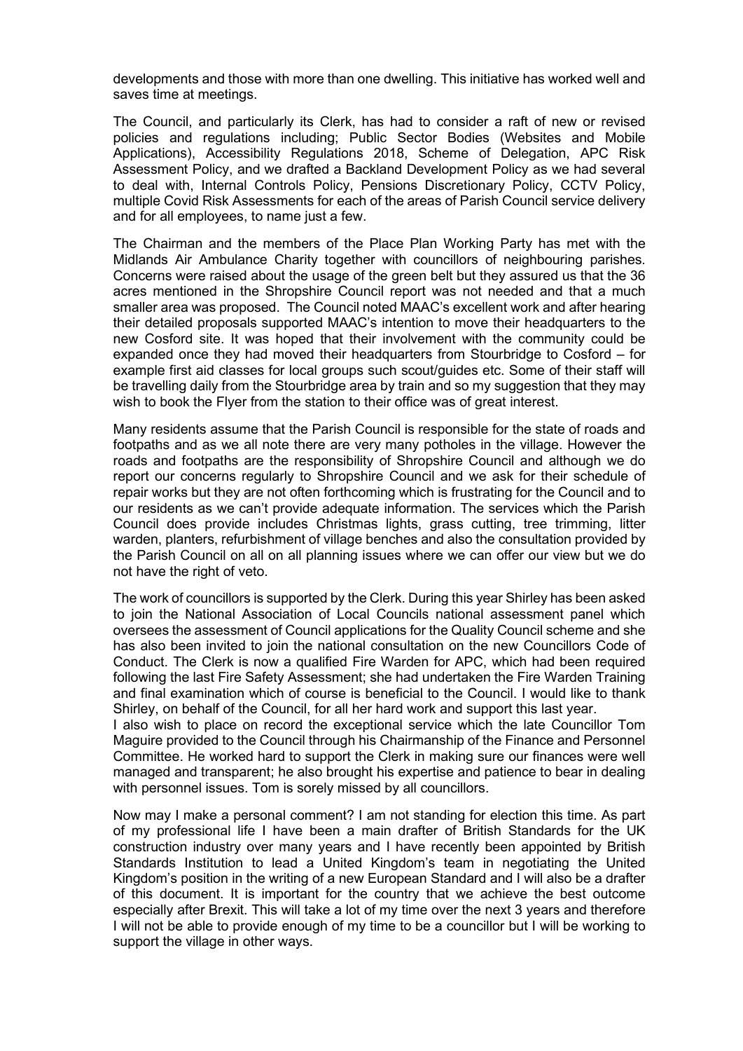developments and those with more than one dwelling. This initiative has worked well and saves time at meetings.

The Council, and particularly its Clerk, has had to consider a raft of new or revised policies and regulations including; Public Sector Bodies (Websites and Mobile Applications), Accessibility Regulations 2018, Scheme of Delegation, APC Risk Assessment Policy, and we drafted a Backland Development Policy as we had several to deal with, Internal Controls Policy, Pensions Discretionary Policy, CCTV Policy, multiple Covid Risk Assessments for each of the areas of Parish Council service delivery and for all employees, to name just a few.

The Chairman and the members of the Place Plan Working Party has met with the Midlands Air Ambulance Charity together with councillors of neighbouring parishes. Concerns were raised about the usage of the green belt but they assured us that the 36 acres mentioned in the Shropshire Council report was not needed and that a much smaller area was proposed. The Council noted MAAC's excellent work and after hearing their detailed proposals supported MAAC's intention to move their headquarters to the new Cosford site. It was hoped that their involvement with the community could be expanded once they had moved their headquarters from Stourbridge to Cosford – for example first aid classes for local groups such scout/guides etc. Some of their staff will be travelling daily from the Stourbridge area by train and so my suggestion that they may wish to book the Flyer from the station to their office was of great interest.

Many residents assume that the Parish Council is responsible for the state of roads and footpaths and as we all note there are very many potholes in the village. However the roads and footpaths are the responsibility of Shropshire Council and although we do report our concerns regularly to Shropshire Council and we ask for their schedule of repair works but they are not often forthcoming which is frustrating for the Council and to our residents as we can't provide adequate information. The services which the Parish Council does provide includes Christmas lights, grass cutting, tree trimming, litter warden, planters, refurbishment of village benches and also the consultation provided by the Parish Council on all on all planning issues where we can offer our view but we do not have the right of veto.

The work of councillors is supported by the Clerk. During this year Shirley has been asked to join the National Association of Local Councils national assessment panel which oversees the assessment of Council applications for the Quality Council scheme and she has also been invited to join the national consultation on the new Councillors Code of Conduct. The Clerk is now a qualified Fire Warden for APC, which had been required following the last Fire Safety Assessment; she had undertaken the Fire Warden Training and final examination which of course is beneficial to the Council. I would like to thank Shirley, on behalf of the Council, for all her hard work and support this last year.

I also wish to place on record the exceptional service which the late Councillor Tom Maguire provided to the Council through his Chairmanship of the Finance and Personnel Committee. He worked hard to support the Clerk in making sure our finances were well managed and transparent; he also brought his expertise and patience to bear in dealing with personnel issues. Tom is sorely missed by all councillors.

Now may I make a personal comment? I am not standing for election this time. As part of my professional life I have been a main drafter of British Standards for the UK construction industry over many years and I have recently been appointed by British Standards Institution to lead a United Kingdom's team in negotiating the United Kingdom's position in the writing of a new European Standard and I will also be a drafter of this document. It is important for the country that we achieve the best outcome especially after Brexit. This will take a lot of my time over the next 3 years and therefore I will not be able to provide enough of my time to be a councillor but I will be working to support the village in other ways.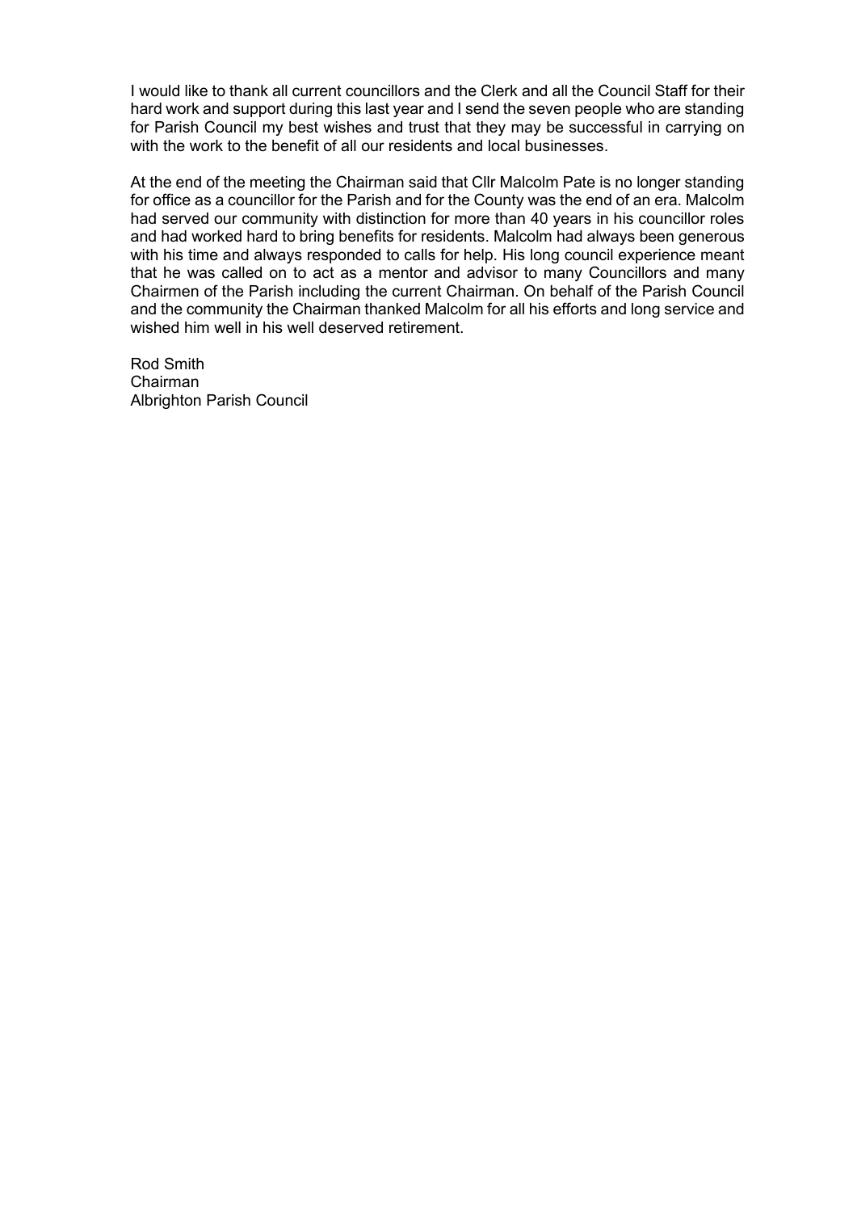I would like to thank all current councillors and the Clerk and all the Council Staff for their hard work and support during this last year and I send the seven people who are standing for Parish Council my best wishes and trust that they may be successful in carrying on with the work to the benefit of all our residents and local businesses.

At the end of the meeting the Chairman said that Cllr Malcolm Pate is no longer standing for office as a councillor for the Parish and for the County was the end of an era. Malcolm had served our community with distinction for more than 40 years in his councillor roles and had worked hard to bring benefits for residents. Malcolm had always been generous with his time and always responded to calls for help. His long council experience meant that he was called on to act as a mentor and advisor to many Councillors and many Chairmen of the Parish including the current Chairman. On behalf of the Parish Council and the community the Chairman thanked Malcolm for all his efforts and long service and wished him well in his well deserved retirement.

Rod Smith
Chairman
Albrighton Parish Council